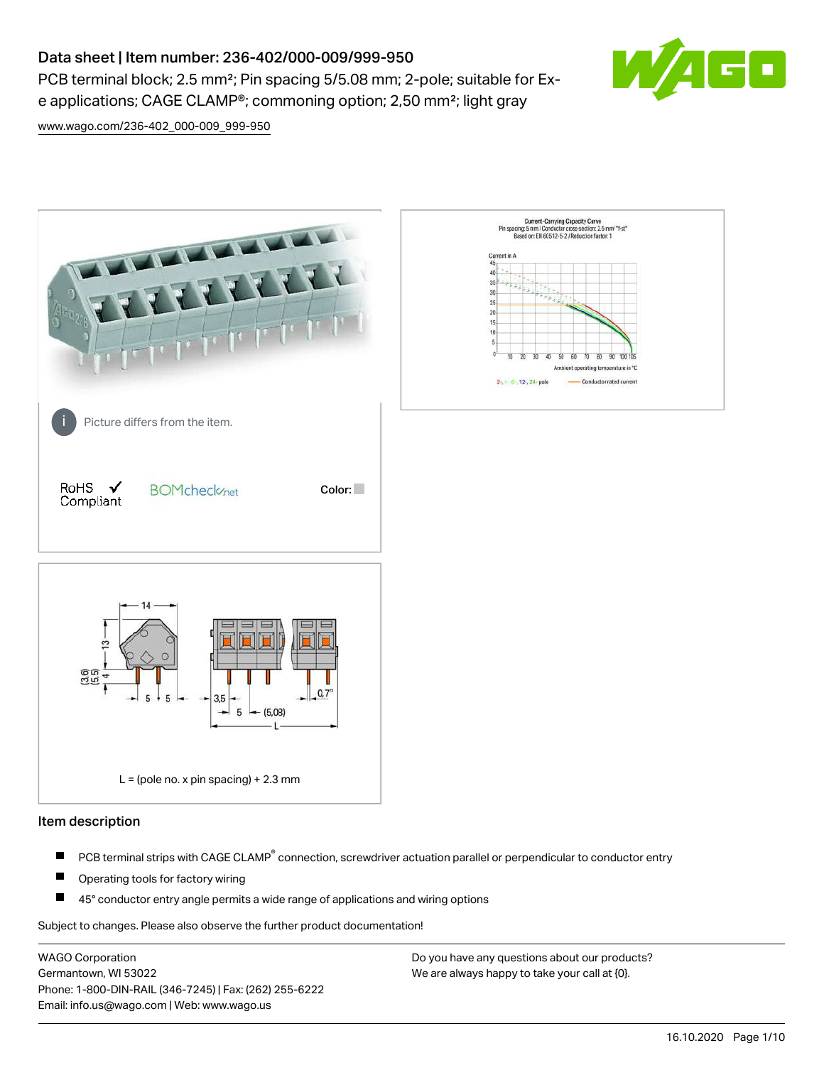# Data sheet | Item number: 236-402/000-009/999-950

PCB terminal block; 2.5 mm²; Pin spacing 5/5.08 mm; 2-pole; suitable for Ex-e applications; CAGE CLAMP®; commoning option; 2,50 mm²; light gray

www.wago.com/236-402_000-009_999-950

Picture differs from the item.

RoHS ✓ Compliant

Color:

L = (pole no. x pin spacing) + 2.3 mm

## Item description

- PCB terminal strips with CAGE CLAMP® connection, screwdriver actuation parallel or perpendicular to conductor entry
- Operating tools for factory wiring
- 45° conductor entry angle permits a wide range of applications and wiring options

Subject to changes. Please also observe the further product documentation!

WAGO Corporation
Germantown, WI 53022
Phone: 1-800-DIN-RAIL (346-7245) | Fax: (262) 255-6222
Email: info.us@wago.com | Web: www.wago.us

Do you have any questions about our products?
We are always happy to take your call at {0}.

16.10.2020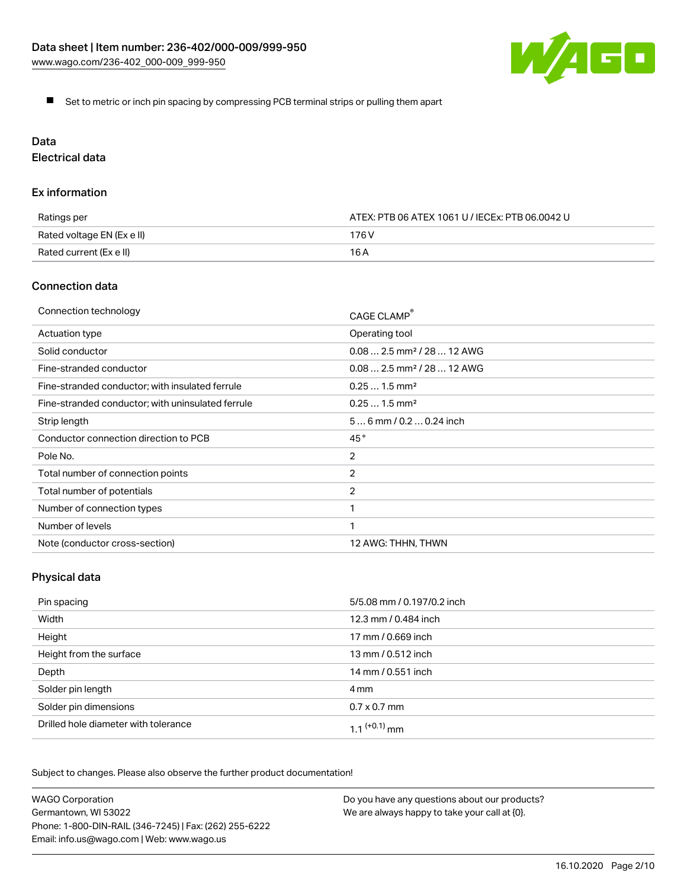- Set to metric or inch pin spacing by compressing PCB terminal strips or pulling them apart

## Data

### Electrical data

#### Ex information

| | |
|---|---|
| Ratings per | ATEX: PTB 06 ATEX 1061 U / IECEx: PTB 06.0042 U |
| Rated voltage EN (Ex e II) | 176 V |
| Rated current (Ex e II) | 16 A |

#### Connection data

| | |
|---|---|
| Connection technology | CAGE CLAMP® |
| Actuation type | Operating tool |
| Solid conductor | 0.08 … 2.5 mm² / 28 … 12 AWG |
| Fine-stranded conductor | 0.08 … 2.5 mm² / 28 … 12 AWG |
| Fine-stranded conductor; with insulated ferrule | 0.25 … 1.5 mm² |
| Fine-stranded conductor; with uninsulated ferrule | 0.25 … 1.5 mm² |
| Strip length | 5 … 6 mm / 0.2 … 0.24 inch |
| Conductor connection direction to PCB | 45 ° |
| Pole No. | 2 |
| Total number of connection points | 2 |
| Total number of potentials | 2 |
| Number of connection types | 1 |
| Number of levels | 1 |
| Note (conductor cross-section) | 12 AWG: THHN, THWN |

#### Physical data

| | |
|---|---|
| Pin spacing | 5/5.08 mm / 0.197/0.2 inch |
| Width | 12.3 mm / 0.484 inch |
| Height | 17 mm / 0.669 inch |
| Height from the surface | 13 mm / 0.512 inch |
| Depth | 14 mm / 0.551 inch |
| Solder pin length | 4 mm |
| Solder pin dimensions | 0.7 x 0.7 mm |
| Drilled hole diameter with tolerance | 1.1 $^{(+0.1)}$ mm |

Subject to changes. Please also observe the further product documentation!

WAGO Corporation
Germantown, WI 53022
Phone: 1-800-DIN-RAIL (346-7245) | Fax: (262) 255-6222
Email: info.us@wago.com | Web: www.wago.us

Do you have any questions about our products?
We are always happy to take your call at {0}.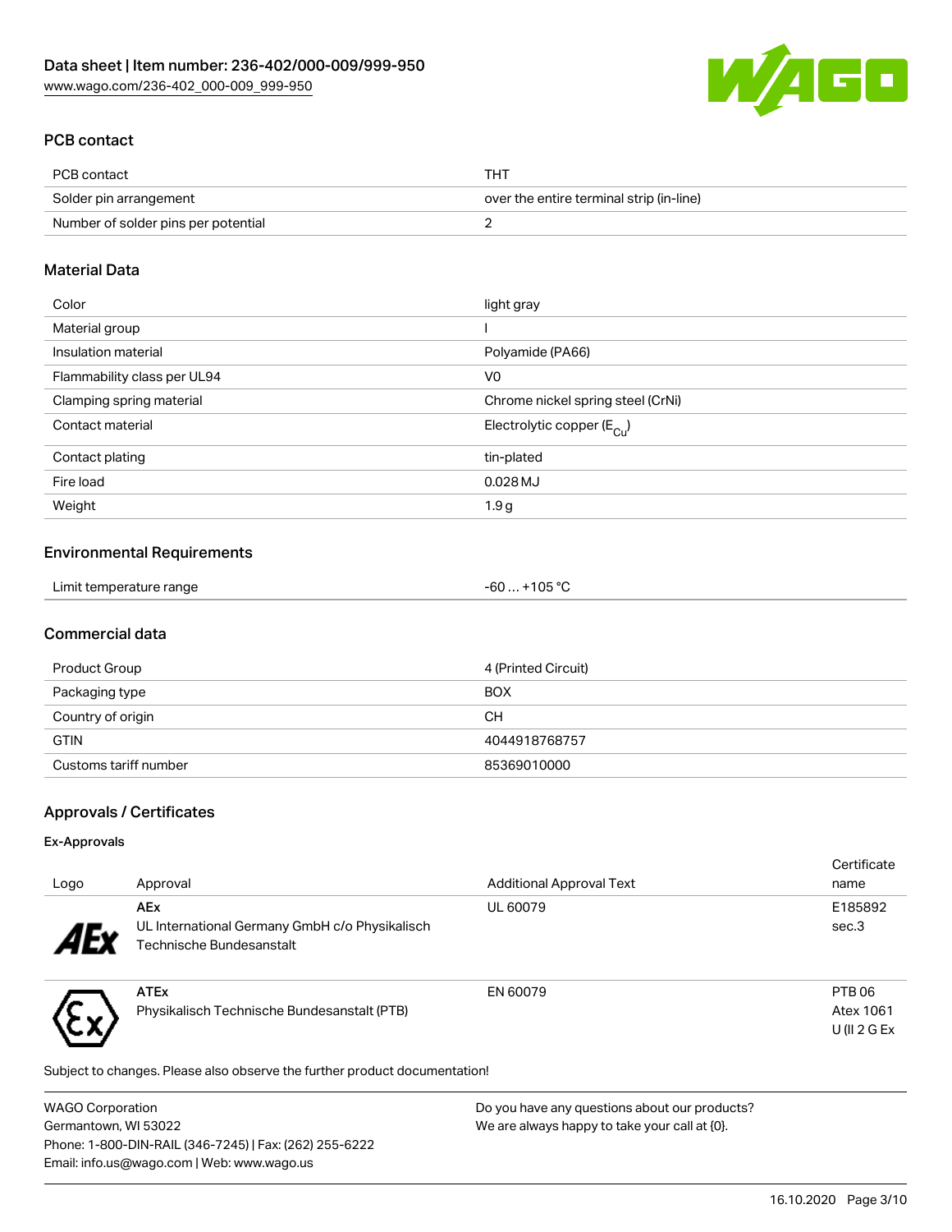## PCB contact

| PCB contact | THT |
|---|---|
| Solder pin arrangement | over the entire terminal strip (in-line) |
| Number of solder pins per potential | 2 |

## Material Data

| Color | light gray |
|---|---|
| Material group | I |
| Insulation material | Polyamide (PA66) |
| Flammability class per UL94 | V0 |
| Clamping spring material | Chrome nickel spring steel (CrNi) |
| Contact material | Electrolytic copper ($E_{Cu}$) |
| Contact plating | tin-plated |
| Fire load | 0.028 MJ |
| Weight | 1.9 g |

## Environmental Requirements

| Limit temperature range | -60 … +105 °C |
|---|---|

## Commercial data

| Product Group | 4 (Printed Circuit) |
|---|---|
| Packaging type | BOX |
| Country of origin | CH |
| GTIN | 4044918768757 |
| Customs tariff number | 85369010000 |

## Approvals / Certificates

### Ex-Approvals

| Logo | Approval | Additional Approval Text | Certificate name |
|---|---|---|---|
| | **AEx** UL International Germany GmbH c/o Physikalisch Technische Bundesanstalt | UL 60079 | E185892 sec.3 |
| | **ATEx** Physikalisch Technische Bundesanstalt (PTB) | EN 60079 | PTB 06 Atex 1061 U (II 2 G Ex |

Subject to changes. Please also observe the further product documentation!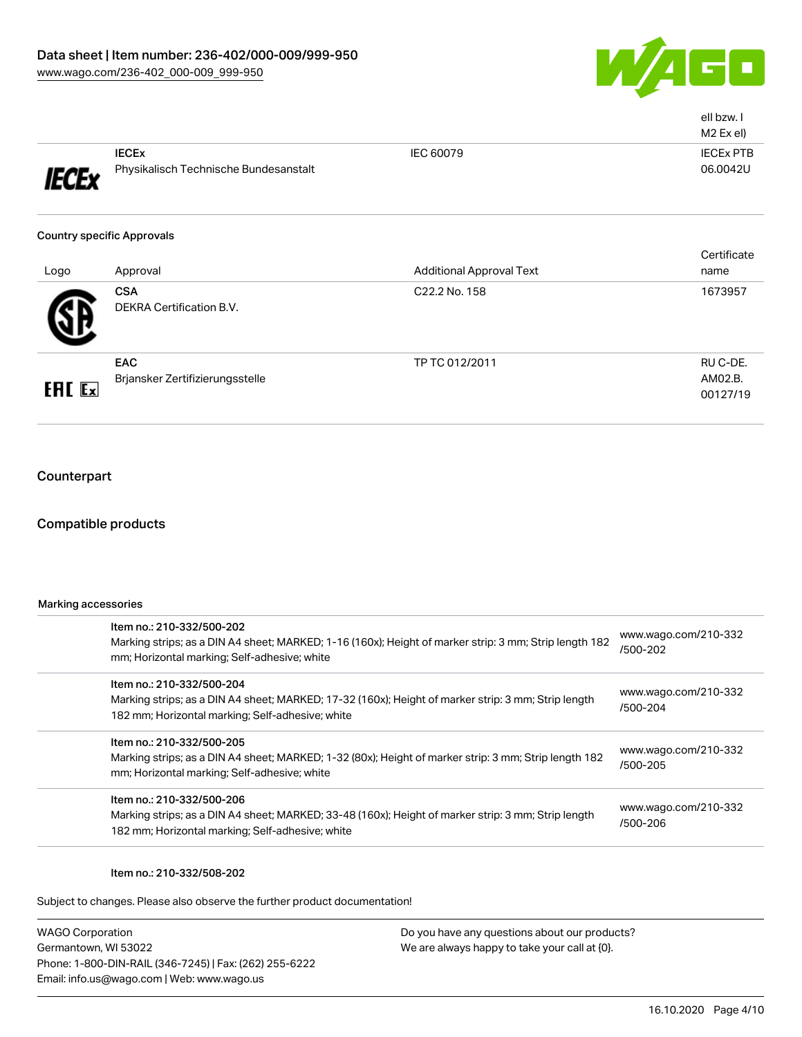| | | | ell bzw. I M2 Ex el) |
|---|---|---|---|
| | **IECEx** Physikalisch Technische Bundesanstalt | IEC 60079 | IECEx PTB 06.0042U |

### Country specific Approvals

| Logo | Approval | Additional Approval Text | Certificate name |
|---|---|---|---|
| | **CSA** DEKRA Certification B.V. | C22.2 No. 158 | 1673957 |
| | **EAC** Brjansker Zertifizierungsstelle | TP TC 012/2011 | RU C-DE. AM02.B. 00127/19 |

## Counterpart

## Compatible products

Marking accessories

| Item | Link |
|---|---|
| **Item no.: 210-332/500-202** Marking strips; as a DIN A4 sheet; MARKED; 1-16 (160x); Height of marker strip: 3 mm; Strip length 182 mm; Horizontal marking; Self-adhesive; white | www.wago.com/210-332/500-202 |
| **Item no.: 210-332/500-204** Marking strips; as a DIN A4 sheet; MARKED; 17-32 (160x); Height of marker strip: 3 mm; Strip length 182 mm; Horizontal marking; Self-adhesive; white | www.wago.com/210-332/500-204 |
| **Item no.: 210-332/500-205** Marking strips; as a DIN A4 sheet; MARKED; 1-32 (80x); Height of marker strip: 3 mm; Strip length 182 mm; Horizontal marking; Self-adhesive; white | www.wago.com/210-332/500-205 |
| **Item no.: 210-332/500-206** Marking strips; as a DIN A4 sheet; MARKED; 33-48 (160x); Height of marker strip: 3 mm; Strip length 182 mm; Horizontal marking; Self-adhesive; white | www.wago.com/210-332/500-206 |

Item no.: 210-332/508-202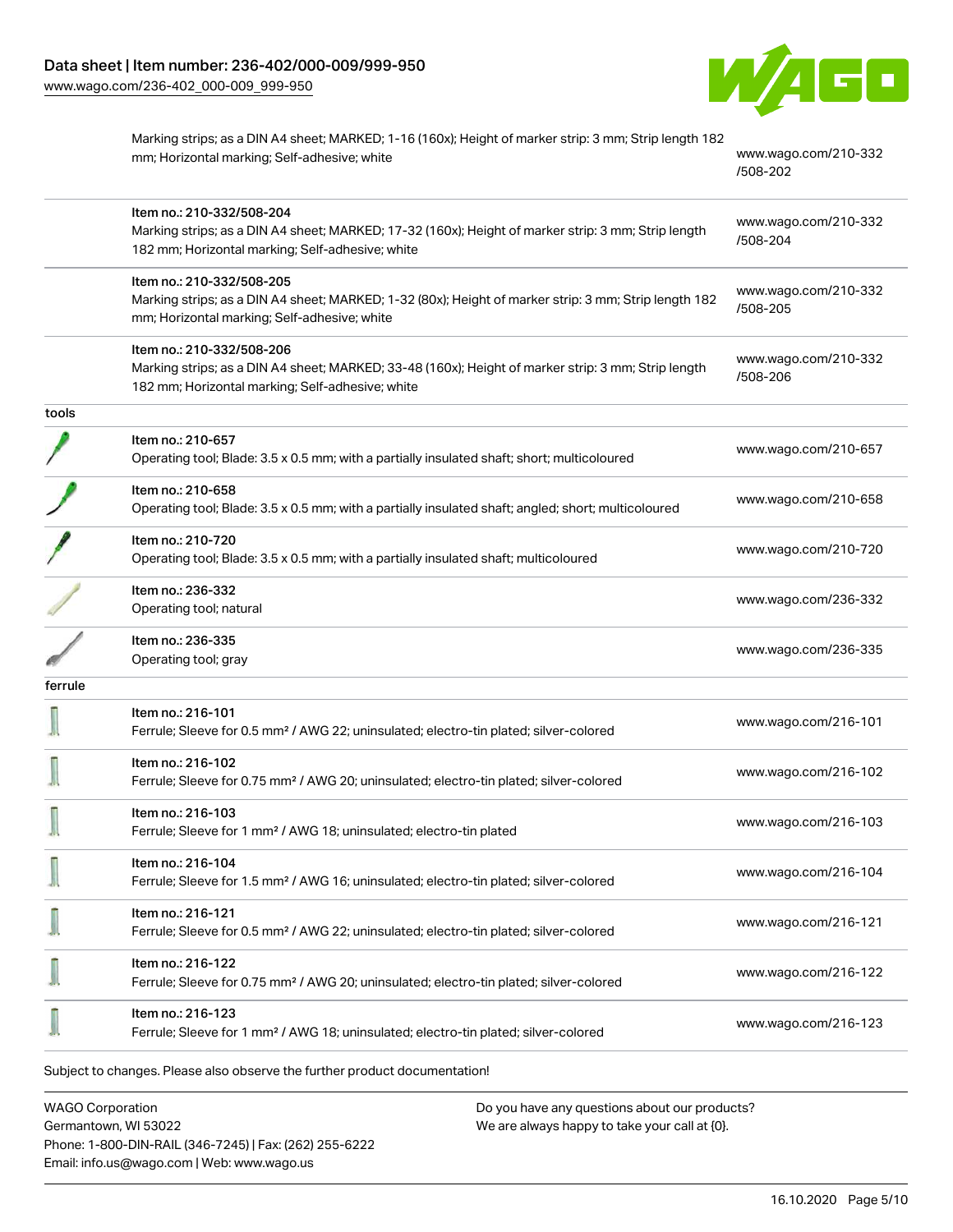| | | |
|---|---|---|
| | Marking strips; as a DIN A4 sheet; MARKED; 1-16 (160x); Height of marker strip: 3 mm; Strip length 182 mm; Horizontal marking; Self-adhesive; white | www.wago.com/210-332/508-202 |
| | Item no.: 210-332/508-204<br>Marking strips; as a DIN A4 sheet; MARKED; 17-32 (160x); Height of marker strip: 3 mm; Strip length 182 mm; Horizontal marking; Self-adhesive; white | www.wago.com/210-332/508-204 |
| | Item no.: 210-332/508-205<br>Marking strips; as a DIN A4 sheet; MARKED; 1-32 (80x); Height of marker strip: 3 mm; Strip length 182 mm; Horizontal marking; Self-adhesive; white | www.wago.com/210-332/508-205 |
| | Item no.: 210-332/508-206<br>Marking strips; as a DIN A4 sheet; MARKED; 33-48 (160x); Height of marker strip: 3 mm; Strip length 182 mm; Horizontal marking; Self-adhesive; white | www.wago.com/210-332/508-206 |
| tools | | |
| | Item no.: 210-657<br>Operating tool; Blade: 3.5 x 0.5 mm; with a partially insulated shaft; short; multicoloured | www.wago.com/210-657 |
| | Item no.: 210-658<br>Operating tool; Blade: 3.5 x 0.5 mm; with a partially insulated shaft; angled; short; multicoloured | www.wago.com/210-658 |
| | Item no.: 210-720<br>Operating tool; Blade: 3.5 x 0.5 mm; with a partially insulated shaft; multicoloured | www.wago.com/210-720 |
| | Item no.: 236-332<br>Operating tool; natural | www.wago.com/236-332 |
| | Item no.: 236-335<br>Operating tool; gray | www.wago.com/236-335 |
| ferrule | | |
| | Item no.: 216-101<br>Ferrule; Sleeve for 0.5 mm² / AWG 22; uninsulated; electro-tin plated; silver-colored | www.wago.com/216-101 |
| | Item no.: 216-102<br>Ferrule; Sleeve for 0.75 mm² / AWG 20; uninsulated; electro-tin plated; silver-colored | www.wago.com/216-102 |
| | Item no.: 216-103<br>Ferrule; Sleeve for 1 mm² / AWG 18; uninsulated; electro-tin plated | www.wago.com/216-103 |
| | Item no.: 216-104<br>Ferrule; Sleeve for 1.5 mm² / AWG 16; uninsulated; electro-tin plated; silver-colored | www.wago.com/216-104 |
| | Item no.: 216-121<br>Ferrule; Sleeve for 0.5 mm² / AWG 22; uninsulated; electro-tin plated; silver-colored | www.wago.com/216-121 |
| | Item no.: 216-122<br>Ferrule; Sleeve for 0.75 mm² / AWG 20; uninsulated; electro-tin plated; silver-colored | www.wago.com/216-122 |
| | Item no.: 216-123<br>Ferrule; Sleeve for 1 mm² / AWG 18; uninsulated; electro-tin plated; silver-colored | www.wago.com/216-123 |

Subject to changes. Please also observe the further product documentation!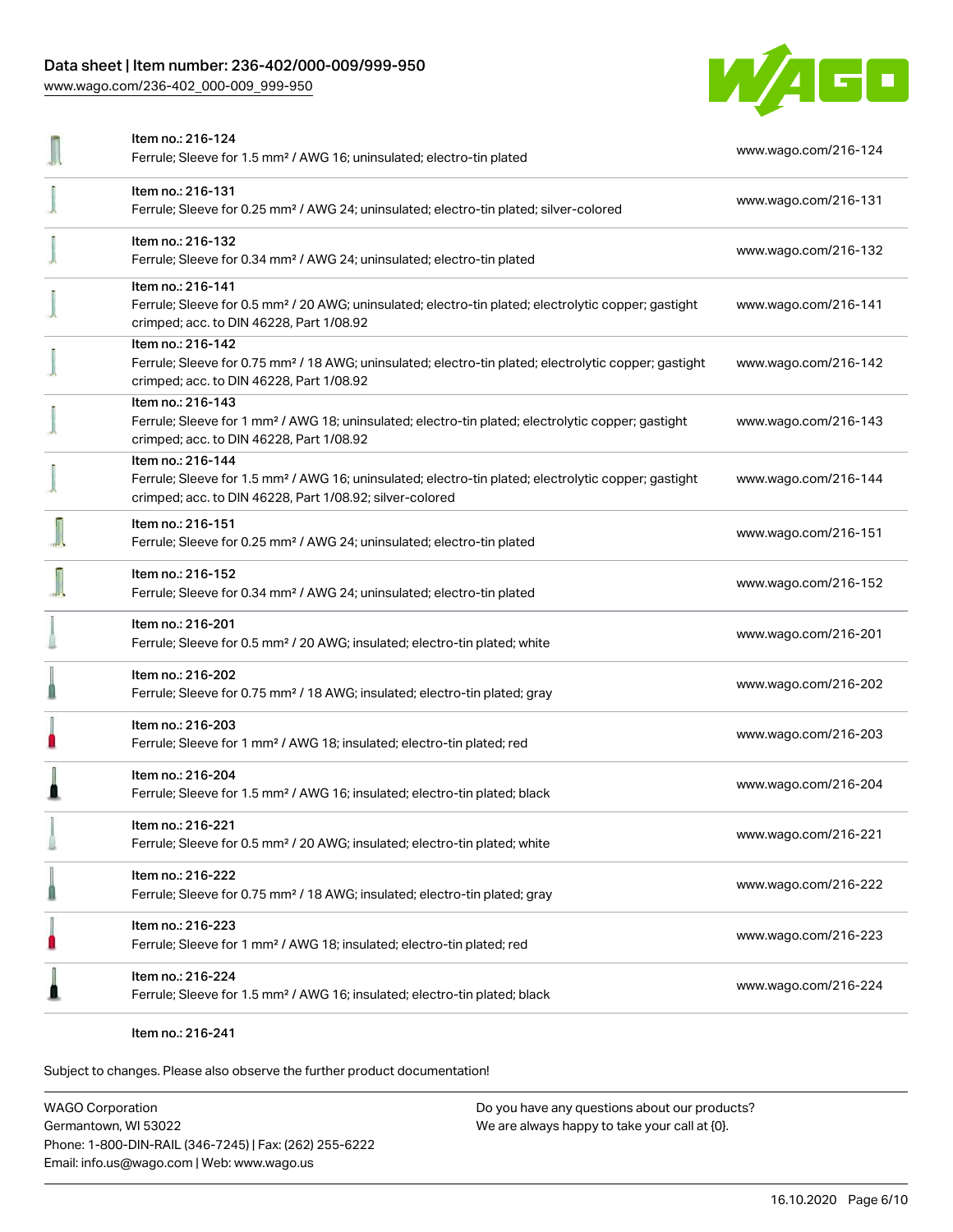| Item | Description | Link |
|---|---|---|
| Item no.: 216-124 | Ferrule; Sleeve for 1.5 mm² / AWG 16; uninsulated; electro-tin plated | www.wago.com/216-124 |
| Item no.: 216-131 | Ferrule; Sleeve for 0.25 mm² / AWG 24; uninsulated; electro-tin plated; silver-colored | www.wago.com/216-131 |
| Item no.: 216-132 | Ferrule; Sleeve for 0.34 mm² / AWG 24; uninsulated; electro-tin plated | www.wago.com/216-132 |
| Item no.: 216-141 | Ferrule; Sleeve for 0.5 mm² / 20 AWG; uninsulated; electro-tin plated; electrolytic copper; gastight crimped; acc. to DIN 46228, Part 1/08.92 | www.wago.com/216-141 |
| Item no.: 216-142 | Ferrule; Sleeve for 0.75 mm² / 18 AWG; uninsulated; electro-tin plated; electrolytic copper; gastight crimped; acc. to DIN 46228, Part 1/08.92 | www.wago.com/216-142 |
| Item no.: 216-143 | Ferrule; Sleeve for 1 mm² / AWG 18; uninsulated; electro-tin plated; electrolytic copper; gastight crimped; acc. to DIN 46228, Part 1/08.92 | www.wago.com/216-143 |
| Item no.: 216-144 | Ferrule; Sleeve for 1.5 mm² / AWG 16; uninsulated; electro-tin plated; electrolytic copper; gastight crimped; acc. to DIN 46228, Part 1/08.92; silver-colored | www.wago.com/216-144 |
| Item no.: 216-151 | Ferrule; Sleeve for 0.25 mm² / AWG 24; uninsulated; electro-tin plated | www.wago.com/216-151 |
| Item no.: 216-152 | Ferrule; Sleeve for 0.34 mm² / AWG 24; uninsulated; electro-tin plated | www.wago.com/216-152 |
| Item no.: 216-201 | Ferrule; Sleeve for 0.5 mm² / 20 AWG; insulated; electro-tin plated; white | www.wago.com/216-201 |
| Item no.: 216-202 | Ferrule; Sleeve for 0.75 mm² / 18 AWG; insulated; electro-tin plated; gray | www.wago.com/216-202 |
| Item no.: 216-203 | Ferrule; Sleeve for 1 mm² / AWG 18; insulated; electro-tin plated; red | www.wago.com/216-203 |
| Item no.: 216-204 | Ferrule; Sleeve for 1.5 mm² / AWG 16; insulated; electro-tin plated; black | www.wago.com/216-204 |
| Item no.: 216-221 | Ferrule; Sleeve for 0.5 mm² / 20 AWG; insulated; electro-tin plated; white | www.wago.com/216-221 |
| Item no.: 216-222 | Ferrule; Sleeve for 0.75 mm² / 18 AWG; insulated; electro-tin plated; gray | www.wago.com/216-222 |
| Item no.: 216-223 | Ferrule; Sleeve for 1 mm² / AWG 18; insulated; electro-tin plated; red | www.wago.com/216-223 |
| Item no.: 216-224 | Ferrule; Sleeve for 1.5 mm² / AWG 16; insulated; electro-tin plated; black | www.wago.com/216-224 |
| Item no.: 216-241 | | |

Subject to changes. Please also observe the further product documentation!

WAGO Corporation
Germantown, WI 53022
Phone: 1-800-DIN-RAIL (346-7245) | Fax: (262) 255-6222
Email: info.us@wago.com | Web: www.wago.us

Do you have any questions about our products?
We are always happy to take your call at {0}.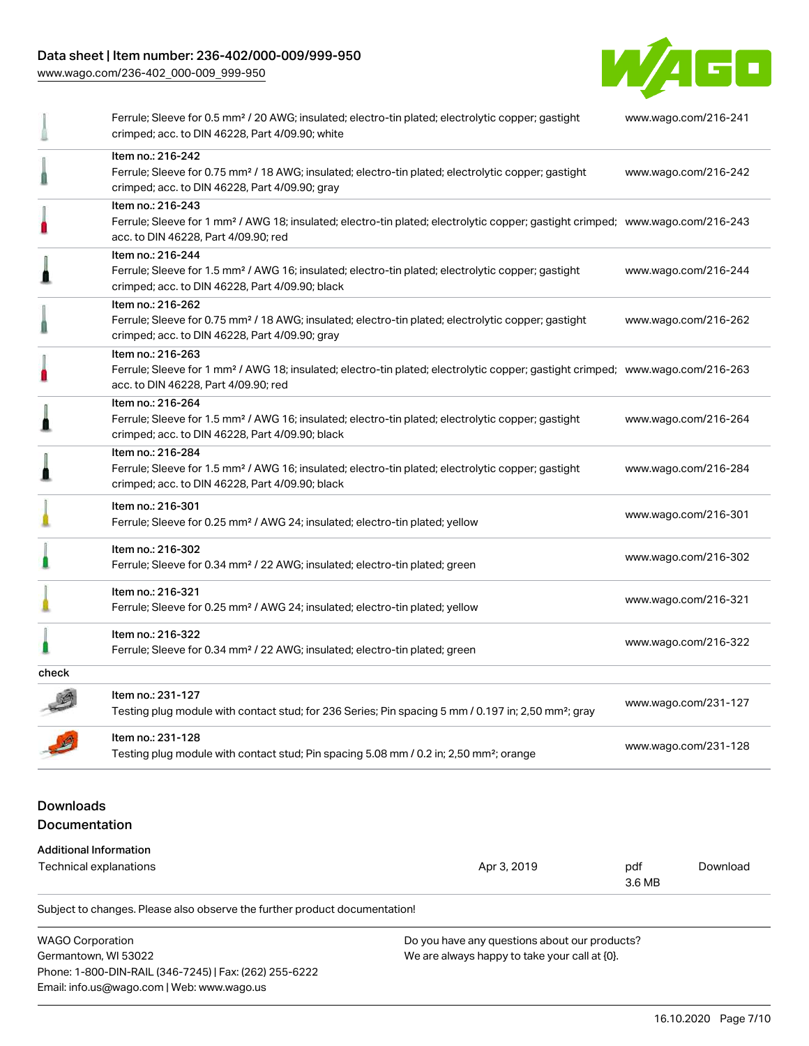| | | |
|---|---|---|
| | Ferrule; Sleeve for 0.5 mm² / 20 AWG; insulated; electro-tin plated; electrolytic copper; gastight crimped; acc. to DIN 46228, Part 4/09.90; white | www.wago.com/216-241 |
| | Item no.: 216-242<br>Ferrule; Sleeve for 0.75 mm² / 18 AWG; insulated; electro-tin plated; electrolytic copper; gastight crimped; acc. to DIN 46228, Part 4/09.90; gray | www.wago.com/216-242 |
| | Item no.: 216-243<br>Ferrule; Sleeve for 1 mm² / AWG 18; insulated; electro-tin plated; electrolytic copper; gastight crimped; acc. to DIN 46228, Part 4/09.90; red | www.wago.com/216-243 |
| | Item no.: 216-244<br>Ferrule; Sleeve for 1.5 mm² / AWG 16; insulated; electro-tin plated; electrolytic copper; gastight crimped; acc. to DIN 46228, Part 4/09.90; black | www.wago.com/216-244 |
| | Item no.: 216-262<br>Ferrule; Sleeve for 0.75 mm² / 18 AWG; insulated; electro-tin plated; electrolytic copper; gastight crimped; acc. to DIN 46228, Part 4/09.90; gray | www.wago.com/216-262 |
| | Item no.: 216-263<br>Ferrule; Sleeve for 1 mm² / AWG 18; insulated; electro-tin plated; electrolytic copper; gastight crimped; acc. to DIN 46228, Part 4/09.90; red | www.wago.com/216-263 |
| | Item no.: 216-264<br>Ferrule; Sleeve for 1.5 mm² / AWG 16; insulated; electro-tin plated; electrolytic copper; gastight crimped; acc. to DIN 46228, Part 4/09.90; black | www.wago.com/216-264 |
| | Item no.: 216-284<br>Ferrule; Sleeve for 1.5 mm² / AWG 16; insulated; electro-tin plated; electrolytic copper; gastight crimped; acc. to DIN 46228, Part 4/09.90; black | www.wago.com/216-284 |
| | Item no.: 216-301<br>Ferrule; Sleeve for 0.25 mm² / AWG 24; insulated; electro-tin plated; yellow | www.wago.com/216-301 |
| | Item no.: 216-302<br>Ferrule; Sleeve for 0.34 mm² / 22 AWG; insulated; electro-tin plated; green | www.wago.com/216-302 |
| | Item no.: 216-321<br>Ferrule; Sleeve for 0.25 mm² / AWG 24; insulated; electro-tin plated; yellow | www.wago.com/216-321 |
| | Item no.: 216-322<br>Ferrule; Sleeve for 0.34 mm² / 22 AWG; insulated; electro-tin plated; green | www.wago.com/216-322 |
| check | | |
| | Item no.: 231-127<br>Testing plug module with contact stud; for 236 Series; Pin spacing 5 mm / 0.197 in; 2,50 mm²; gray | www.wago.com/231-127 |
| | Item no.: 231-128<br>Testing plug module with contact stud; Pin spacing 5.08 mm / 0.2 in; 2,50 mm²; orange | www.wago.com/231-128 |

## Downloads

### Documentation

**Additional Information**

| | | | |
|---|---|---|---|
| Technical explanations | Apr 3, 2019 | pdf<br>3.6 MB | Download |

Subject to changes. Please also observe the further product documentation!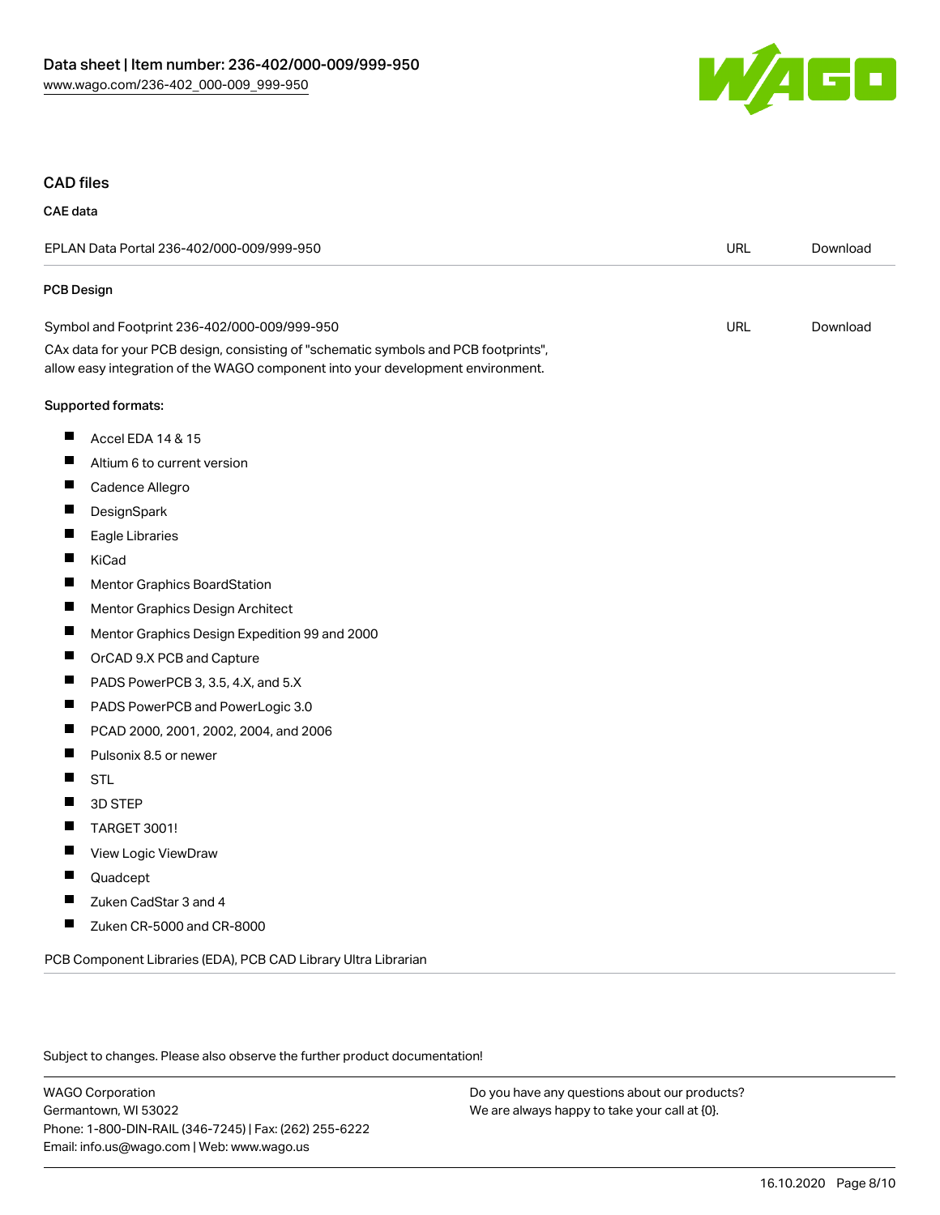## CAD files

### CAE data

| EPLAN Data Portal 236-402/000-009/999-950 | URL | Download |
| --- | --- | --- |

### PCB Design

| Symbol and Footprint 236-402/000-009/999-950 | URL | Download |
| --- | --- | --- |

CAx data for your PCB design, consisting of "schematic symbols and PCB footprints", allow easy integration of the WAGO component into your development environment.

Supported formats:

- Accel EDA 14 & 15
- Altium 6 to current version
- Cadence Allegro
- DesignSpark
- Eagle Libraries
- KiCad
- Mentor Graphics BoardStation
- Mentor Graphics Design Architect
- Mentor Graphics Design Expedition 99 and 2000
- OrCAD 9.X PCB and Capture
- PADS PowerPCB 3, 3.5, 4.X, and 5.X
- PADS PowerPCB and PowerLogic 3.0
- PCAD 2000, 2001, 2002, 2004, and 2006
- Pulsonix 8.5 or newer
- STL
- 3D STEP
- TARGET 3001!
- View Logic ViewDraw
- Quadcept
- Zuken CadStar 3 and 4
- Zuken CR-5000 and CR-8000

PCB Component Libraries (EDA), PCB CAD Library Ultra Librarian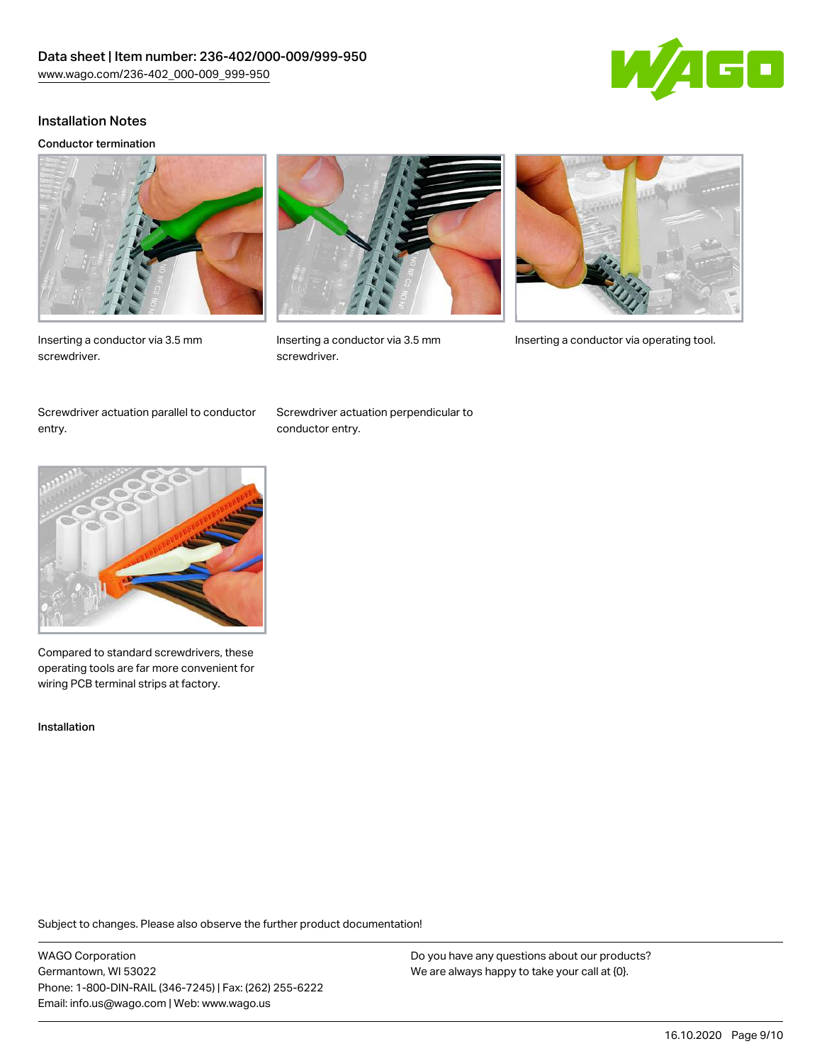## Installation Notes

### Conductor termination

Inserting a conductor via 3.5 mm screwdriver.

Inserting a conductor via 3.5 mm screwdriver.

Inserting a conductor via operating tool.

Screwdriver actuation parallel to conductor entry.

Screwdriver actuation perpendicular to conductor entry.

Compared to standard screwdrivers, these operating tools are far more convenient for wiring PCB terminal strips at factory.

### Installation

Subject to changes. Please also observe the further product documentation!

WAGO Corporation
Germantown, WI 53022
Phone: 1-800-DIN-RAIL (346-7245) | Fax: (262) 255-6222
Email: info.us@wago.com | Web: www.wago.us

Do you have any questions about our products?
We are always happy to take your call at {0}.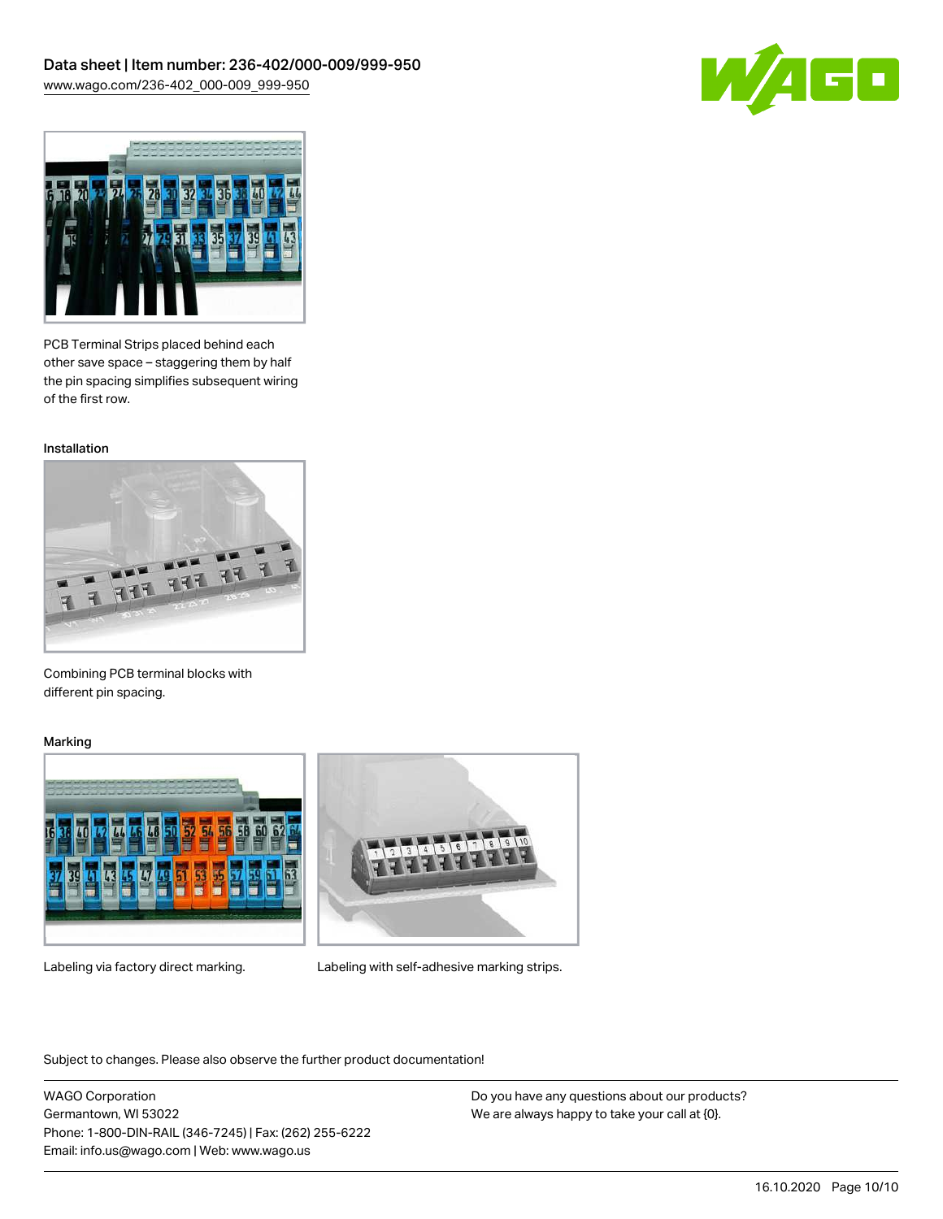PCB Terminal Strips placed behind each other save space – staggering them by half the pin spacing simplifies subsequent wiring of the first row.

### Installation

Combining PCB terminal blocks with different pin spacing.

### Marking

Labeling via factory direct marking.

Labeling with self-adhesive marking strips.

Subject to changes. Please also observe the further product documentation!

WAGO Corporation
Germantown, WI 53022
Phone: 1-800-DIN-RAIL (346-7245) | Fax: (262) 255-6222
Email: info.us@wago.com | Web: www.wago.us

Do you have any questions about our products?
We are always happy to take your call at {0}.